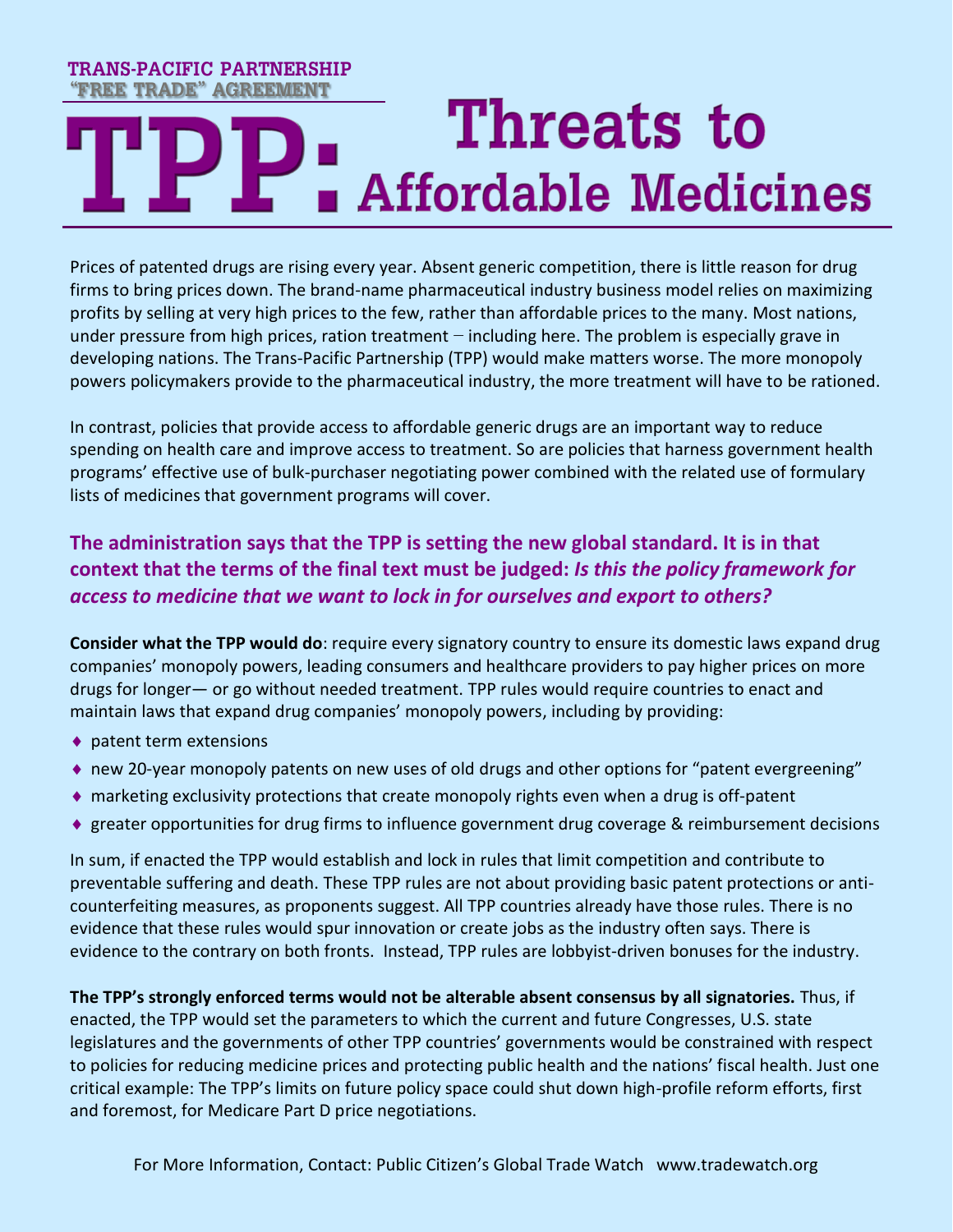TRANS-PACIFIC PARTNERSHIP
"FREE TRADE" AGREEMENT

# TPP: Threats to Affordable Medicines

Prices of patented drugs are rising every year. Absent generic competition, there is little reason for drug firms to bring prices down. The brand-name pharmaceutical industry business model relies on maximizing profits by selling at very high prices to the few, rather than affordable prices to the many. Most nations, under pressure from high prices, ration treatment – including here. The problem is especially grave in developing nations. The Trans-Pacific Partnership (TPP) would make matters worse. The more monopoly powers policymakers provide to the pharmaceutical industry, the more treatment will have to be rationed.

In contrast, policies that provide access to affordable generic drugs are an important way to reduce spending on health care and improve access to treatment. So are policies that harness government health programs' effective use of bulk-purchaser negotiating power combined with the related use of formulary lists of medicines that government programs will cover.

### The administration says that the TPP is setting the new global standard. It is in that context that the terms of the final text must be judged: *Is this the policy framework for access to medicine that we want to lock in for ourselves and export to others?*

**Consider what the TPP would do**: require every signatory country to ensure its domestic laws expand drug companies' monopoly powers, leading consumers and healthcare providers to pay higher prices on more drugs for longer— or go without needed treatment. TPP rules would require countries to enact and maintain laws that expand drug companies' monopoly powers, including by providing:

- patent term extensions
- new 20-year monopoly patents on new uses of old drugs and other options for "patent evergreening"
- marketing exclusivity protections that create monopoly rights even when a drug is off-patent
- greater opportunities for drug firms to influence government drug coverage & reimbursement decisions

In sum, if enacted the TPP would establish and lock in rules that limit competition and contribute to preventable suffering and death. These TPP rules are not about providing basic patent protections or anti-counterfeiting measures, as proponents suggest. All TPP countries already have those rules. There is no evidence that these rules would spur innovation or create jobs as the industry often says. There is evidence to the contrary on both fronts. Instead, TPP rules are lobbyist-driven bonuses for the industry.

**The TPP's strongly enforced terms would not be alterable absent consensus by all signatories.** Thus, if enacted, the TPP would set the parameters to which the current and future Congresses, U.S. state legislatures and the governments of other TPP countries' governments would be constrained with respect to policies for reducing medicine prices and protecting public health and the nations' fiscal health. Just one critical example: The TPP's limits on future policy space could shut down high-profile reform efforts, first and foremost, for Medicare Part D price negotiations.

For More Information, Contact: Public Citizen's Global Trade Watch www.tradewatch.org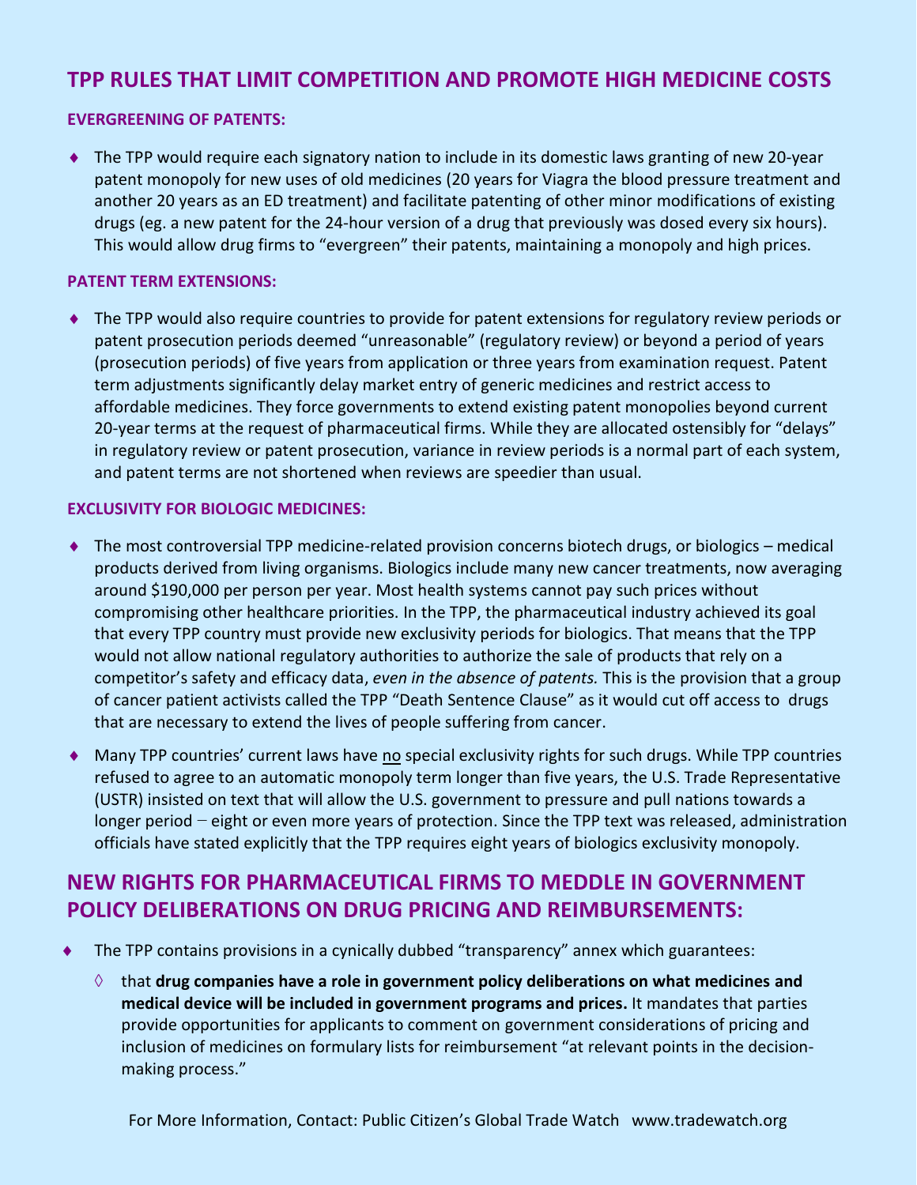## TPP RULES THAT LIMIT COMPETITION AND PROMOTE HIGH MEDICINE COSTS

### EVERGREENING OF PATENTS:

- The TPP would require each signatory nation to include in its domestic laws granting of new 20-year patent monopoly for new uses of old medicines (20 years for Viagra the blood pressure treatment and another 20 years as an ED treatment) and facilitate patenting of other minor modifications of existing drugs (eg. a new patent for the 24-hour version of a drug that previously was dosed every six hours). This would allow drug firms to "evergreen" their patents, maintaining a monopoly and high prices.

### PATENT TERM EXTENSIONS:

- The TPP would also require countries to provide for patent extensions for regulatory review periods or patent prosecution periods deemed "unreasonable" (regulatory review) or beyond a period of years (prosecution periods) of five years from application or three years from examination request. Patent term adjustments significantly delay market entry of generic medicines and restrict access to affordable medicines. They force governments to extend existing patent monopolies beyond current 20-year terms at the request of pharmaceutical firms. While they are allocated ostensibly for "delays" in regulatory review or patent prosecution, variance in review periods is a normal part of each system, and patent terms are not shortened when reviews are speedier than usual.

### EXCLUSIVITY FOR BIOLOGIC MEDICINES:

- The most controversial TPP medicine-related provision concerns biotech drugs, or biologics – medical products derived from living organisms. Biologics include many new cancer treatments, now averaging around $190,000 per person per year. Most health systems cannot pay such prices without compromising other healthcare priorities. In the TPP, the pharmaceutical industry achieved its goal that every TPP country must provide new exclusivity periods for biologics. That means that the TPP would not allow national regulatory authorities to authorize the sale of products that rely on a competitor's safety and efficacy data, *even in the absence of patents.* This is the provision that a group of cancer patient activists called the TPP "Death Sentence Clause" as it would cut off access to drugs that are necessary to extend the lives of people suffering from cancer.
- Many TPP countries' current laws have <u>no</u> special exclusivity rights for such drugs. While TPP countries refused to agree to an automatic monopoly term longer than five years, the U.S. Trade Representative (USTR) insisted on text that will allow the U.S. government to pressure and pull nations towards a longer period – eight or even more years of protection. Since the TPP text was released, administration officials have stated explicitly that the TPP requires eight years of biologics exclusivity monopoly.

## NEW RIGHTS FOR PHARMACEUTICAL FIRMS TO MEDDLE IN GOVERNMENT POLICY DELIBERATIONS ON DRUG PRICING AND REIMBURSEMENTS:

- The TPP contains provisions in a cynically dubbed "transparency" annex which guarantees:
  - that **drug companies have a role in government policy deliberations on what medicines and medical device will be included in government programs and prices.** It mandates that parties provide opportunities for applicants to comment on government considerations of pricing and inclusion of medicines on formulary lists for reimbursement "at relevant points in the decision-making process."

For More Information, Contact: Public Citizen's Global Trade Watch www.tradewatch.org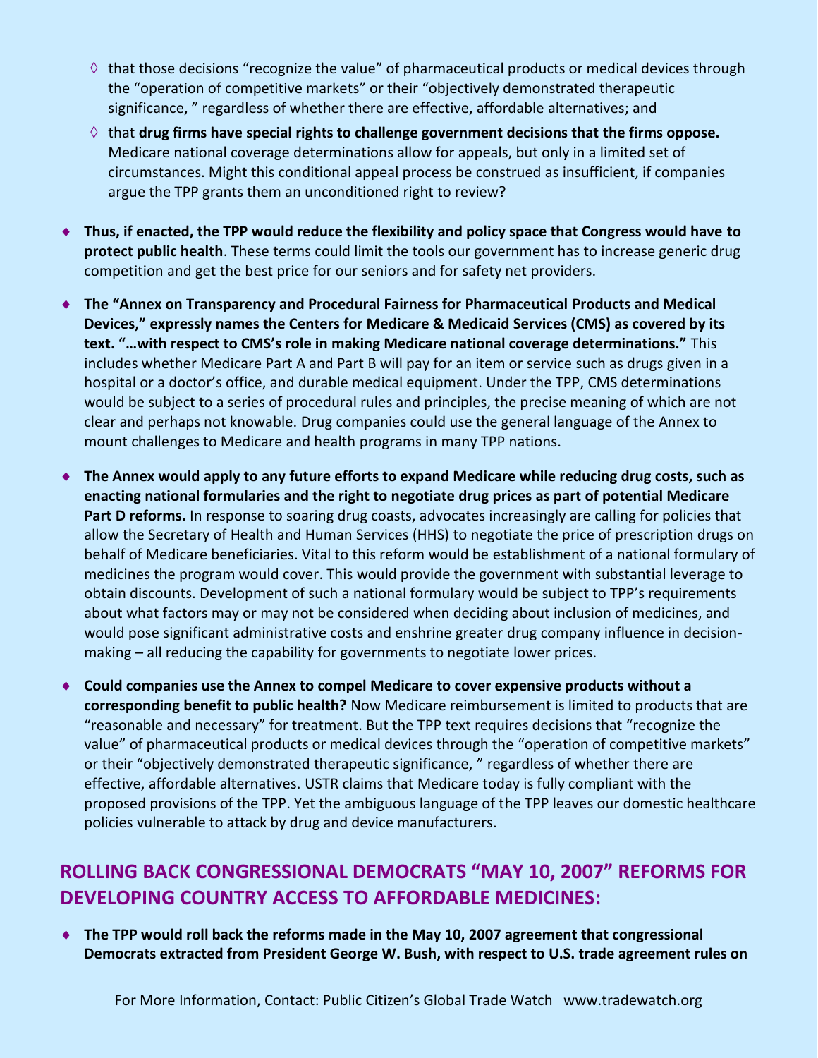- ◊ that those decisions "recognize the value" of pharmaceutical products or medical devices through the "operation of competitive markets" or their "objectively demonstrated therapeutic significance, " regardless of whether there are effective, affordable alternatives; and
  - ◊ that **drug firms have special rights to challenge government decisions that the firms oppose.** Medicare national coverage determinations allow for appeals, but only in a limited set of circumstances. Might this conditional appeal process be construed as insufficient, if companies argue the TPP grants them an unconditioned right to review?

- **Thus, if enacted, the TPP would reduce the flexibility and policy space that Congress would have to protect public health**. These terms could limit the tools our government has to increase generic drug competition and get the best price for our seniors and for safety net providers.

- **The "Annex on Transparency and Procedural Fairness for Pharmaceutical Products and Medical Devices," expressly names the Centers for Medicare & Medicaid Services (CMS) as covered by its text. "…with respect to CMS's role in making Medicare national coverage determinations."** This includes whether Medicare Part A and Part B will pay for an item or service such as drugs given in a hospital or a doctor's office, and durable medical equipment. Under the TPP, CMS determinations would be subject to a series of procedural rules and principles, the precise meaning of which are not clear and perhaps not knowable. Drug companies could use the general language of the Annex to mount challenges to Medicare and health programs in many TPP nations.

- **The Annex would apply to any future efforts to expand Medicare while reducing drug costs, such as enacting national formularies and the right to negotiate drug prices as part of potential Medicare Part D reforms.** In response to soaring drug coasts, advocates increasingly are calling for policies that allow the Secretary of Health and Human Services (HHS) to negotiate the price of prescription drugs on behalf of Medicare beneficiaries. Vital to this reform would be establishment of a national formulary of medicines the program would cover. This would provide the government with substantial leverage to obtain discounts. Development of such a national formulary would be subject to TPP's requirements about what factors may or may not be considered when deciding about inclusion of medicines, and would pose significant administrative costs and enshrine greater drug company influence in decision-making – all reducing the capability for governments to negotiate lower prices.

- **Could companies use the Annex to compel Medicare to cover expensive products without a corresponding benefit to public health?** Now Medicare reimbursement is limited to products that are "reasonable and necessary" for treatment. But the TPP text requires decisions that "recognize the value" of pharmaceutical products or medical devices through the "operation of competitive markets" or their "objectively demonstrated therapeutic significance, " regardless of whether there are effective, affordable alternatives. USTR claims that Medicare today is fully compliant with the proposed provisions of the TPP. Yet the ambiguous language of the TPP leaves our domestic healthcare policies vulnerable to attack by drug and device manufacturers.

## ROLLING BACK CONGRESSIONAL DEMOCRATS "MAY 10, 2007" REFORMS FOR DEVELOPING COUNTRY ACCESS TO AFFORDABLE MEDICINES:

- **The TPP would roll back the reforms made in the May 10, 2007 agreement that congressional Democrats extracted from President George W. Bush, with respect to U.S. trade agreement rules on**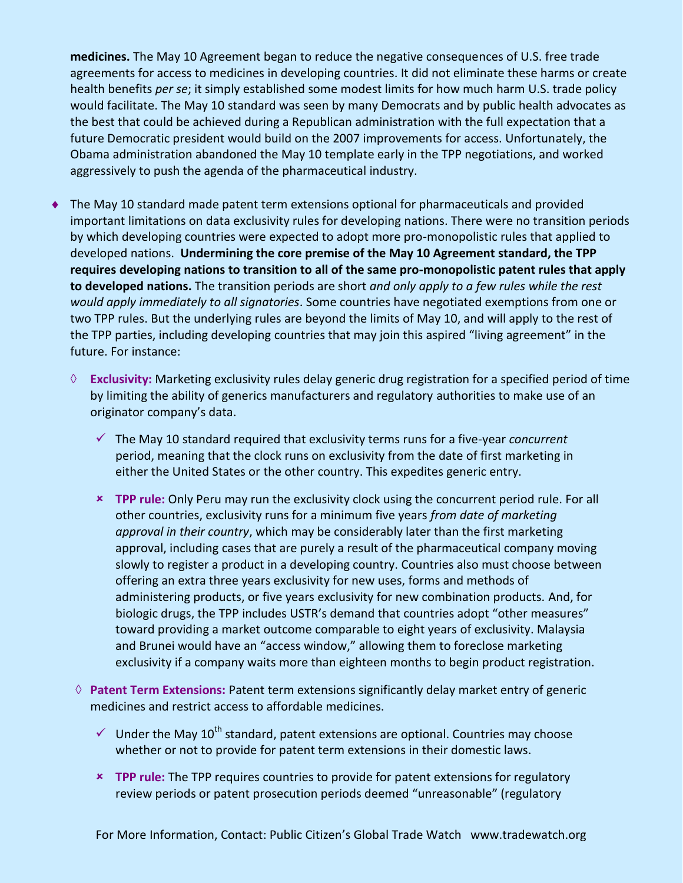**medicines.** The May 10 Agreement began to reduce the negative consequences of U.S. free trade agreements for access to medicines in developing countries. It did not eliminate these harms or create health benefits *per se*; it simply established some modest limits for how much harm U.S. trade policy would facilitate. The May 10 standard was seen by many Democrats and by public health advocates as the best that could be achieved during a Republican administration with the full expectation that a future Democratic president would build on the 2007 improvements for access. Unfortunately, the Obama administration abandoned the May 10 template early in the TPP negotiations, and worked aggressively to push the agenda of the pharmaceutical industry.

- The May 10 standard made patent term extensions optional for pharmaceuticals and provided important limitations on data exclusivity rules for developing nations. There were no transition periods by which developing countries were expected to adopt more pro-monopolistic rules that applied to developed nations. **Undermining the core premise of the May 10 Agreement standard, the TPP requires developing nations to transition to all of the same pro-monopolistic patent rules that apply to developed nations.** The transition periods are short *and only apply to a few rules while the rest would apply immediately to all signatories*. Some countries have negotiated exemptions from one or two TPP rules. But the underlying rules are beyond the limits of May 10, and will apply to the rest of the TPP parties, including developing countries that may join this aspired "living agreement" in the future. For instance:
  - **Exclusivity:** Marketing exclusivity rules delay generic drug registration for a specified period of time by limiting the ability of generics manufacturers and regulatory authorities to make use of an originator company's data.
    - ✓ The May 10 standard required that exclusivity terms runs for a five-year *concurrent* period, meaning that the clock runs on exclusivity from the date of first marketing in either the United States or the other country. This expedites generic entry.
    - ✗ **TPP rule:** Only Peru may run the exclusivity clock using the concurrent period rule. For all other countries, exclusivity runs for a minimum five years *from date of marketing approval in their country*, which may be considerably later than the first marketing approval, including cases that are purely a result of the pharmaceutical company moving slowly to register a product in a developing country. Countries also must choose between offering an extra three years exclusivity for new uses, forms and methods of administering products, or five years exclusivity for new combination products. And, for biologic drugs, the TPP includes USTR's demand that countries adopt "other measures" toward providing a market outcome comparable to eight years of exclusivity. Malaysia and Brunei would have an "access window," allowing them to foreclose marketing exclusivity if a company waits more than eighteen months to begin product registration.
  - **Patent Term Extensions:** Patent term extensions significantly delay market entry of generic medicines and restrict access to affordable medicines.
    - ✓ Under the May 10th standard, patent extensions are optional. Countries may choose whether or not to provide for patent term extensions in their domestic laws.
    - ✗ **TPP rule:** The TPP requires countries to provide for patent extensions for regulatory review periods or patent prosecution periods deemed "unreasonable" (regulatory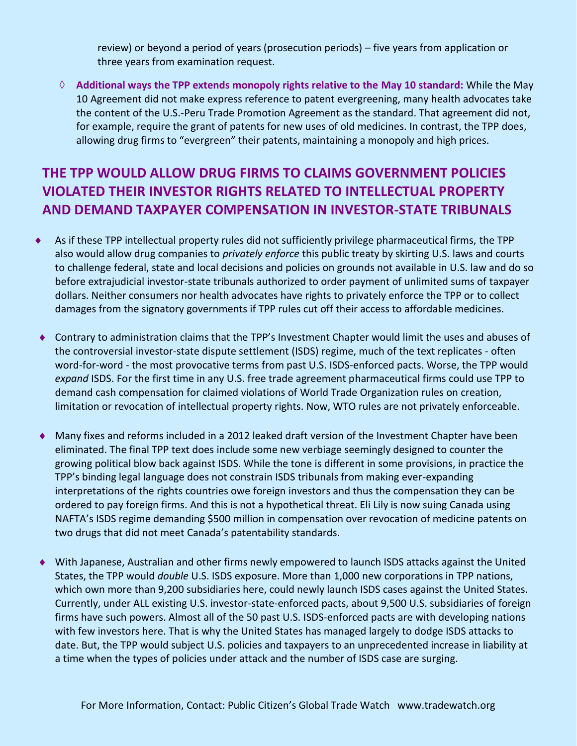review) or beyond a period of years (prosecution periods) – five years from application or three years from examination request.

- **Additional ways the TPP extends monopoly rights relative to the May 10 standard:** While the May 10 Agreement did not make express reference to patent evergreening, many health advocates take the content of the U.S.-Peru Trade Promotion Agreement as the standard. That agreement did not, for example, require the grant of patents for new uses of old medicines. In contrast, the TPP does, allowing drug firms to "evergreen" their patents, maintaining a monopoly and high prices.

## THE TPP WOULD ALLOW DRUG FIRMS TO CLAIMS GOVERNMENT POLICIES VIOLATED THEIR INVESTOR RIGHTS RELATED TO INTELLECTUAL PROPERTY AND DEMAND TAXPAYER COMPENSATION IN INVESTOR-STATE TRIBUNALS

- As if these TPP intellectual property rules did not sufficiently privilege pharmaceutical firms, the TPP also would allow drug companies to *privately enforce* this public treaty by skirting U.S. laws and courts to challenge federal, state and local decisions and policies on grounds not available in U.S. law and do so before extrajudicial investor-state tribunals authorized to order payment of unlimited sums of taxpayer dollars. Neither consumers nor health advocates have rights to privately enforce the TPP or to collect damages from the signatory governments if TPP rules cut off their access to affordable medicines.

- Contrary to administration claims that the TPP's Investment Chapter would limit the uses and abuses of the controversial investor-state dispute settlement (ISDS) regime, much of the text replicates - often word-for-word - the most provocative terms from past U.S. ISDS-enforced pacts. Worse, the TPP would *expand* ISDS. For the first time in any U.S. free trade agreement pharmaceutical firms could use TPP to demand cash compensation for claimed violations of World Trade Organization rules on creation, limitation or revocation of intellectual property rights. Now, WTO rules are not privately enforceable.

- Many fixes and reforms included in a 2012 leaked draft version of the Investment Chapter have been eliminated. The final TPP text does include some new verbiage seemingly designed to counter the growing political blow back against ISDS. While the tone is different in some provisions, in practice the TPP's binding legal language does not constrain ISDS tribunals from making ever-expanding interpretations of the rights countries owe foreign investors and thus the compensation they can be ordered to pay foreign firms. And this is not a hypothetical threat. Eli Lily is now suing Canada using NAFTA's ISDS regime demanding $500 million in compensation over revocation of medicine patents on two drugs that did not meet Canada's patentability standards.

- With Japanese, Australian and other firms newly empowered to launch ISDS attacks against the United States, the TPP would *double* U.S. ISDS exposure. More than 1,000 new corporations in TPP nations, which own more than 9,200 subsidiaries here, could newly launch ISDS cases against the United States. Currently, under ALL existing U.S. investor-state-enforced pacts, about 9,500 U.S. subsidiaries of foreign firms have such powers. Almost all of the 50 past U.S. ISDS-enforced pacts are with developing nations with few investors here. That is why the United States has managed largely to dodge ISDS attacks to date. But, the TPP would subject U.S. policies and taxpayers to an unprecedented increase in liability at a time when the types of policies under attack and the number of ISDS case are surging.

For More Information, Contact: Public Citizen's Global Trade Watch www.tradewatch.org